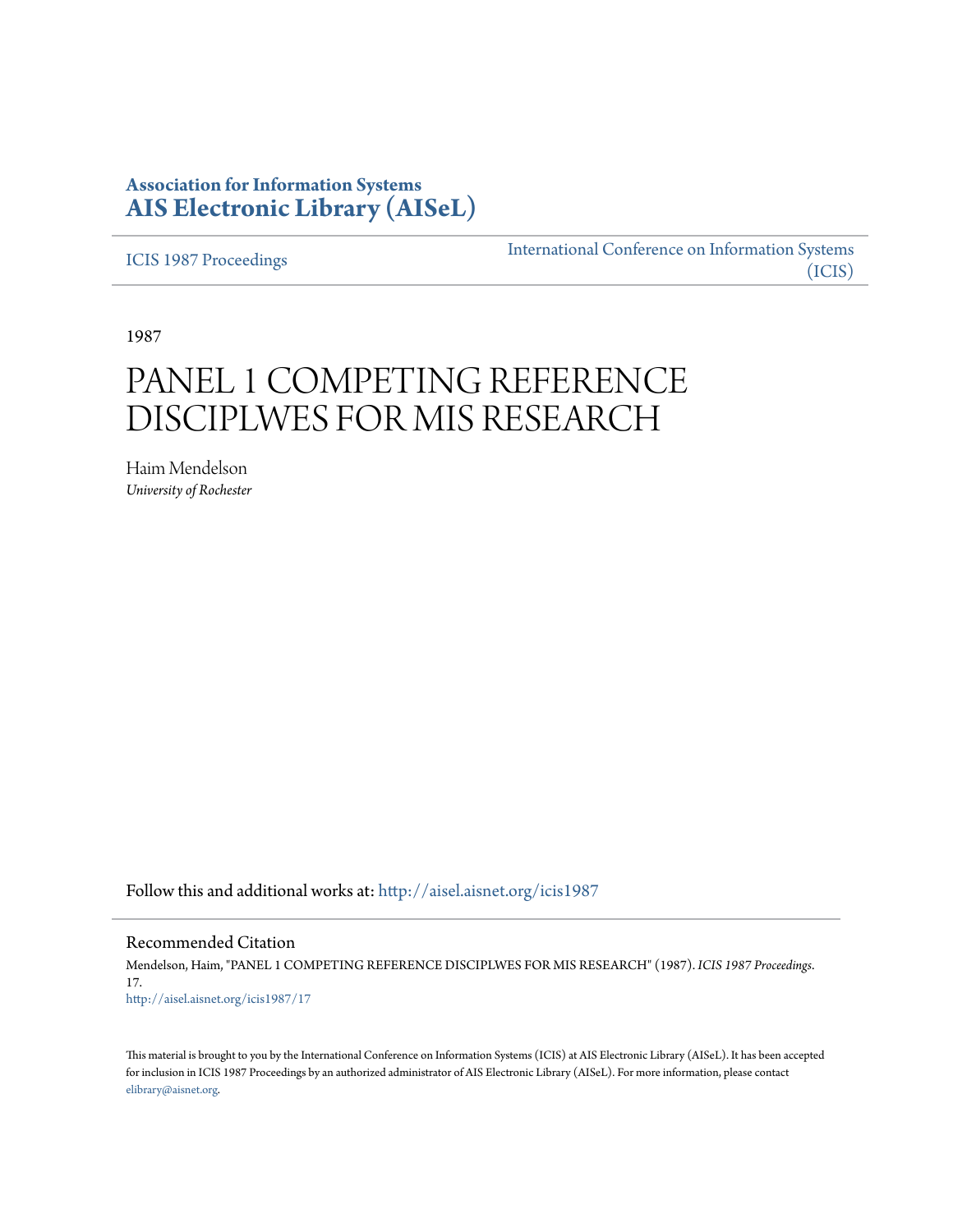**Association for Information Systems**
**AIS Electronic Library (AISeL)**

ICIS 1987 Proceedings

International Conference on Information Systems (ICIS)

1987

# PANEL 1 COMPETING REFERENCE DISCIPLWES FOR MIS RESEARCH

Haim Mendelson
*University of Rochester*

Follow this and additional works at: http://aisel.aisnet.org/icis1987

Recommended Citation

Mendelson, Haim, "PANEL 1 COMPETING REFERENCE DISCIPLWES FOR MIS RESEARCH" (1987). *ICIS 1987 Proceedings*. 17.
http://aisel.aisnet.org/icis1987/17

This material is brought to you by the International Conference on Information Systems (ICIS) at AIS Electronic Library (AISeL). It has been accepted for inclusion in ICIS 1987 Proceedings by an authorized administrator of AIS Electronic Library (AISeL). For more information, please contact elibrary@aisnet.org.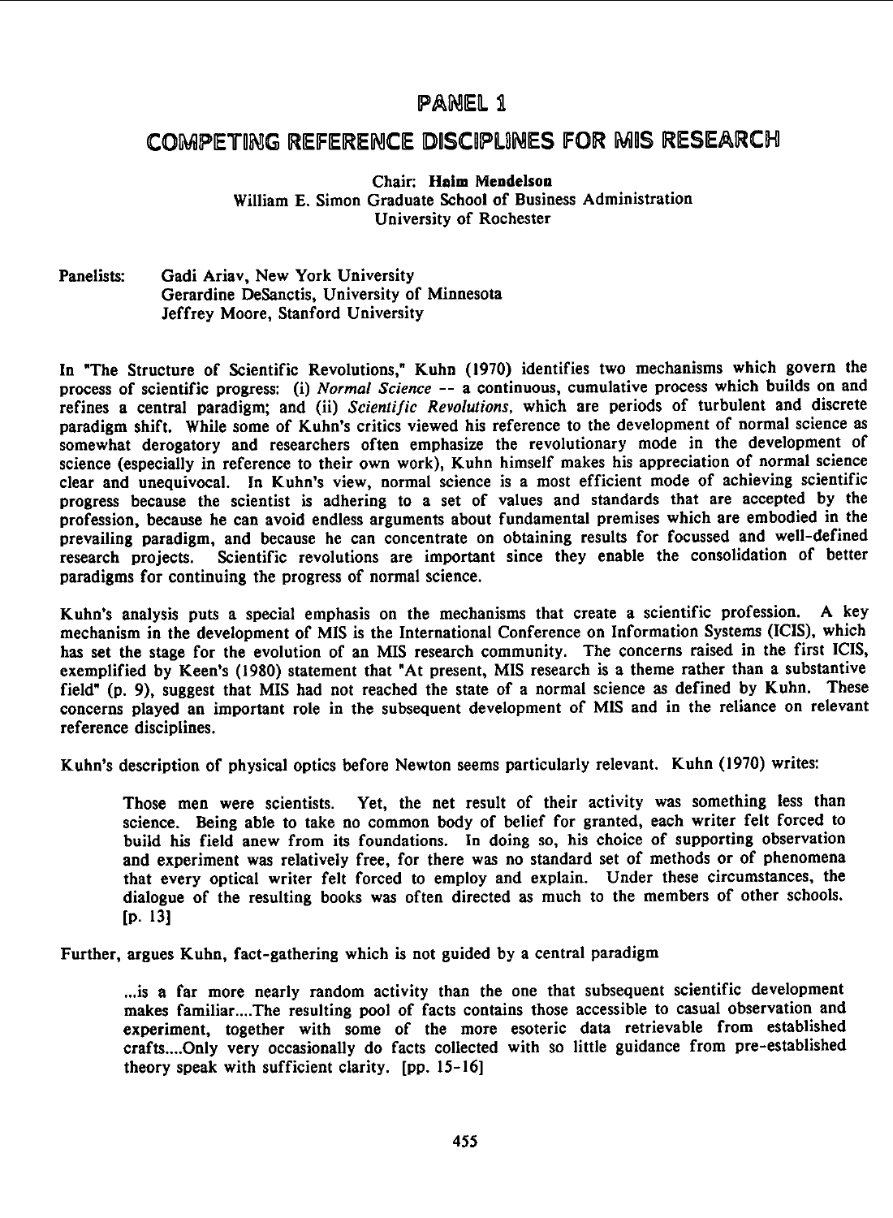# PANEL 1

## COMPETING REFERENCE DISCIPLINES FOR MIS RESEARCH

Chair: **Haim Mendelson**
William E. Simon Graduate School of Business Administration
University of Rochester

Panelists: Gadi Ariav, New York University
Gerardine DeSanctis, University of Minnesota
Jeffrey Moore, Stanford University

In "The Structure of Scientific Revolutions," Kuhn (1970) identifies two mechanisms which govern the process of scientific progress: (i) *Normal Science* -- a continuous, cumulative process which builds on and refines a central paradigm; and (ii) *Scientific Revolutions*, which are periods of turbulent and discrete paradigm shift. While some of Kuhn's critics viewed his reference to the development of normal science as somewhat derogatory and researchers often emphasize the revolutionary mode in the development of science (especially in reference to their own work), Kuhn himself makes his appreciation of normal science clear and unequivocal. In Kuhn's view, normal science is a most efficient mode of achieving scientific progress because the scientist is adhering to a set of values and standards that are accepted by the profession, because he can avoid endless arguments about fundamental premises which are embodied in the prevailing paradigm, and because he can concentrate on obtaining results for focussed and well-defined research projects. Scientific revolutions are important since they enable the consolidation of better paradigms for continuing the progress of normal science.

Kuhn's analysis puts a special emphasis on the mechanisms that create a scientific profession. A key mechanism in the development of MIS is the International Conference on Information Systems (ICIS), which has set the stage for the evolution of an MIS research community. The concerns raised in the first ICIS, exemplified by Keen's (1980) statement that "At present, MIS research is a theme rather than a substantive field" (p. 9), suggest that MIS had not reached the state of a normal science as defined by Kuhn. These concerns played an important role in the subsequent development of MIS and in the reliance on relevant reference disciplines.

Kuhn's description of physical optics before Newton seems particularly relevant. Kuhn (1970) writes:

> Those men were scientists. Yet, the net result of their activity was something less than science. Being able to take no common body of belief for granted, each writer felt forced to build his field anew from its foundations. In doing so, his choice of supporting observation and experiment was relatively free, for there was no standard set of methods or of phenomena that every optical writer felt forced to employ and explain. Under these circumstances, the dialogue of the resulting books was often directed as much to the members of other schools. [p. 13]

Further, argues Kuhn, fact-gathering which is not guided by a central paradigm

> ...is a far more nearly random activity than the one that subsequent scientific development makes familiar....The resulting pool of facts contains those accessible to casual observation and experiment, together with some of the more esoteric data retrievable from established crafts....Only very occasionally do facts collected with so little guidance from pre-established theory speak with sufficient clarity. [pp. 15-16]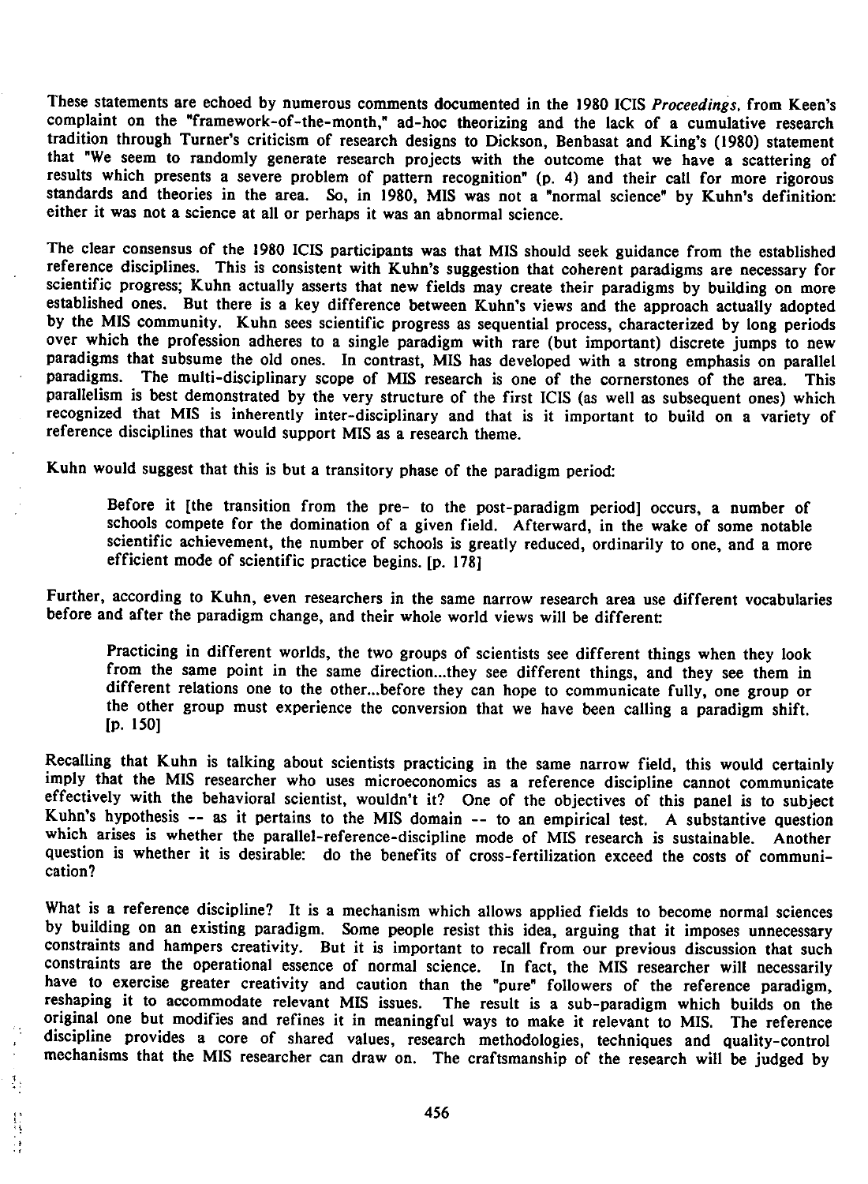These statements are echoed by numerous comments documented in the 1980 ICIS *Proceedings*, from Keen's complaint on the "framework-of-the-month," ad-hoc theorizing and the lack of a cumulative research tradition through Turner's criticism of research designs to Dickson, Benbasat and King's (1980) statement that "We seem to randomly generate research projects with the outcome that we have a scattering of results which presents a severe problem of pattern recognition" (p. 4) and their call for more rigorous standards and theories in the area. So, in 1980, MIS was not a "normal science" by Kuhn's definition: either it was not a science at all or perhaps it was an abnormal science.

The clear consensus of the 1980 ICIS participants was that MIS should seek guidance from the established reference disciplines. This is consistent with Kuhn's suggestion that coherent paradigms are necessary for scientific progress; Kuhn actually asserts that new fields may create their paradigms by building on more established ones. But there is a key difference between Kuhn's views and the approach actually adopted by the MIS community. Kuhn sees scientific progress as sequential process, characterized by long periods over which the profession adheres to a single paradigm with rare (but important) discrete jumps to new paradigms that subsume the old ones. In contrast, MIS has developed with a strong emphasis on parallel paradigms. The multi-disciplinary scope of MIS research is one of the cornerstones of the area. This parallelism is best demonstrated by the very structure of the first ICIS (as well as subsequent ones) which recognized that MIS is inherently inter-disciplinary and that is it important to build on a variety of reference disciplines that would support MIS as a research theme.

Kuhn would suggest that this is but a transitory phase of the paradigm period:

> Before it [the transition from the pre- to the post-paradigm period] occurs, a number of schools compete for the domination of a given field. Afterward, in the wake of some notable scientific achievement, the number of schools is greatly reduced, ordinarily to one, and a more efficient mode of scientific practice begins. [p. 178]

Further, according to Kuhn, even researchers in the same narrow research area use different vocabularies before and after the paradigm change, and their whole world views will be different:

> Practicing in different worlds, the two groups of scientists see different things when they look from the same point in the same direction...they see different things, and they see them in different relations one to the other...before they can hope to communicate fully, one group or the other group must experience the conversion that we have been calling a paradigm shift. [p. 150]

Recalling that Kuhn is talking about scientists practicing in the same narrow field, this would certainly imply that the MIS researcher who uses microeconomics as a reference discipline cannot communicate effectively with the behavioral scientist, wouldn't it? One of the objectives of this panel is to subject Kuhn's hypothesis -- as it pertains to the MIS domain -- to an empirical test. A substantive question which arises is whether the parallel-reference-discipline mode of MIS research is sustainable. Another question is whether it is desirable: do the benefits of cross-fertilization exceed the costs of communication?

What is a reference discipline? It is a mechanism which allows applied fields to become normal sciences by building on an existing paradigm. Some people resist this idea, arguing that it imposes unnecessary constraints and hampers creativity. But it is important to recall from our previous discussion that such constraints are the operational essence of normal science. In fact, the MIS researcher will necessarily have to exercise greater creativity and caution than the "pure" followers of the reference paradigm, reshaping it to accommodate relevant MIS issues. The result is a sub-paradigm which builds on the original one but modifies and refines it in meaningful ways to make it relevant to MIS. The reference discipline provides a core of shared values, research methodologies, techniques and quality-control mechanisms that the MIS researcher can draw on. The craftsmanship of the research will be judged by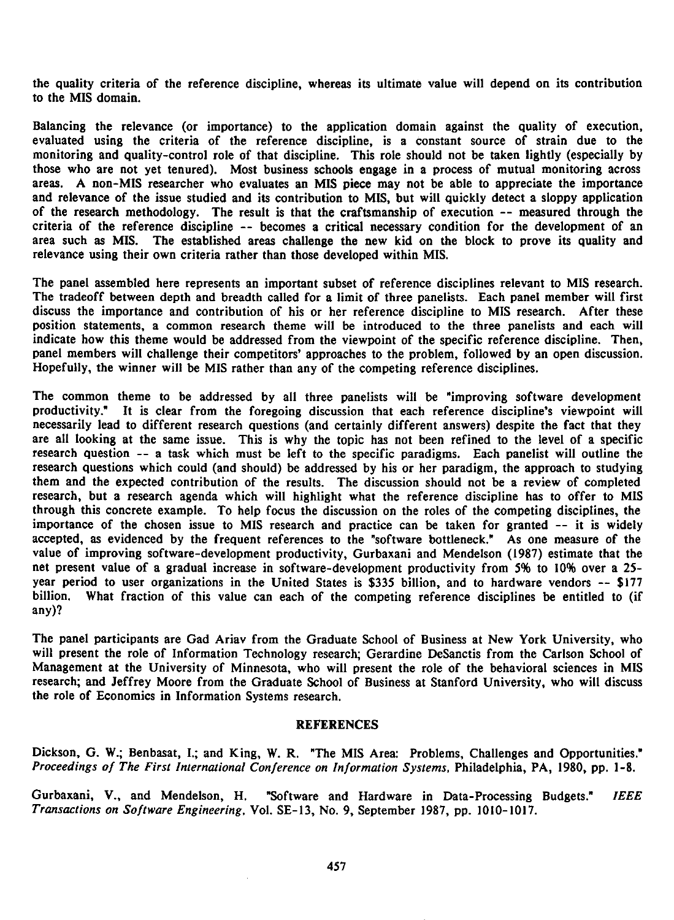the quality criteria of the reference discipline, whereas its ultimate value will depend on its contribution to the MIS domain.

Balancing the relevance (or importance) to the application domain against the quality of execution, evaluated using the criteria of the reference discipline, is a constant source of strain due to the monitoring and quality-control role of that discipline. This role should not be taken lightly (especially by those who are not yet tenured). Most business schools engage in a process of mutual monitoring across areas. A non-MIS researcher who evaluates an MIS piece may not be able to appreciate the importance and relevance of the issue studied and its contribution to MIS, but will quickly detect a sloppy application of the research methodology. The result is that the craftsmanship of execution -- measured through the criteria of the reference discipline -- becomes a critical necessary condition for the development of an area such as MIS. The established areas challenge the new kid on the block to prove its quality and relevance using their own criteria rather than those developed within MIS.

The panel assembled here represents an important subset of reference disciplines relevant to MIS research. The tradeoff between depth and breadth called for a limit of three panelists. Each panel member will first discuss the importance and contribution of his or her reference discipline to MIS research. After these position statements, a common research theme will be introduced to the three panelists and each will indicate how this theme would be addressed from the viewpoint of the specific reference discipline. Then, panel members will challenge their competitors' approaches to the problem, followed by an open discussion. Hopefully, the winner will be MIS rather than any of the competing reference disciplines.

The common theme to be addressed by all three panelists will be "improving software development productivity." It is clear from the foregoing discussion that each reference discipline's viewpoint will necessarily lead to different research questions (and certainly different answers) despite the fact that they are all looking at the same issue. This is why the topic has not been refined to the level of a specific research question -- a task which must be left to the specific paradigms. Each panelist will outline the research questions which could (and should) be addressed by his or her paradigm, the approach to studying them and the expected contribution of the results. The discussion should not be a review of completed research, but a research agenda which will highlight what the reference discipline has to offer to MIS through this concrete example. To help focus the discussion on the roles of the competing disciplines, the importance of the chosen issue to MIS research and practice can be taken for granted -- it is widely accepted, as evidenced by the frequent references to the "software bottleneck." As one measure of the value of improving software-development productivity, Gurbaxani and Mendelson (1987) estimate that the net present value of a gradual increase in software-development productivity from 5% to 10% over a 25-year period to user organizations in the United States is $335 billion, and to hardware vendors -- $177 billion. What fraction of this value can each of the competing reference disciplines be entitled to (if any)?

The panel participants are Gad Ariav from the Graduate School of Business at New York University, who will present the role of Information Technology research; Gerardine DeSanctis from the Carlson School of Management at the University of Minnesota, who will present the role of the behavioral sciences in MIS research; and Jeffrey Moore from the Graduate School of Business at Stanford University, who will discuss the role of Economics in Information Systems research.

## REFERENCES

Dickson, G. W.; Benbasat, I.; and King, W. R. "The MIS Area: Problems, Challenges and Opportunities." *Proceedings of The First International Conference on Information Systems*, Philadelphia, PA, 1980, pp. 1-8.

Gurbaxani, V., and Mendelson, H. "Software and Hardware in Data-Processing Budgets." *IEEE Transactions on Software Engineering*, Vol. SE-13, No. 9, September 1987, pp. 1010-1017.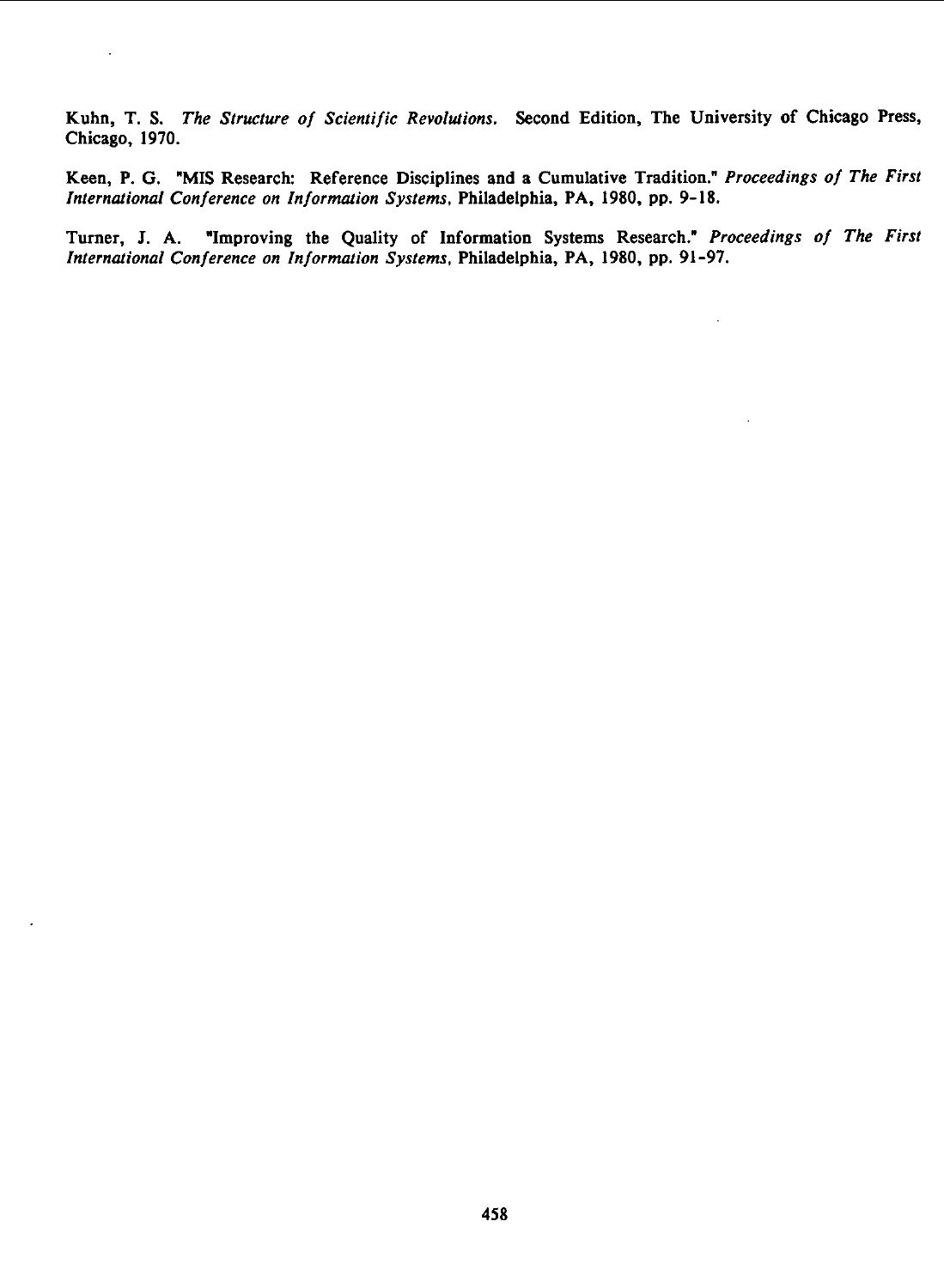Kuhn, T. S. *The Structure of Scientific Revolutions.* Second Edition, The University of Chicago Press, Chicago, 1970.

Keen, P. G. "MIS Research: Reference Disciplines and a Cumulative Tradition." *Proceedings of The First International Conference on Information Systems*, Philadelphia, PA, 1980, pp. 9-18.

Turner, J. A. "Improving the Quality of Information Systems Research." *Proceedings of The First International Conference on Information Systems*, Philadelphia, PA, 1980, pp. 91-97.